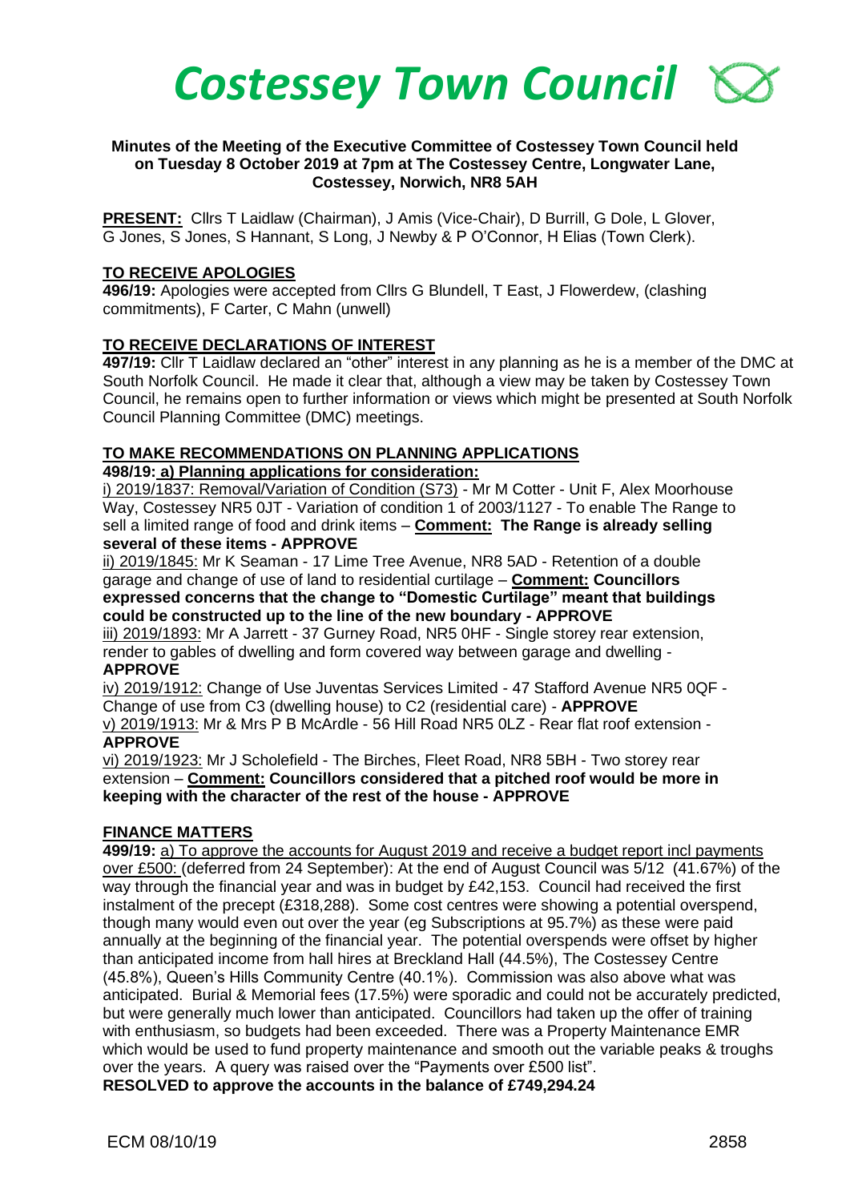# Costessey Town Council

**Minutes of the Meeting of the Executive Committee of Costessey Town Council held on Tuesday 8 October 2019 at 7pm at The Costessey Centre, Longwater Lane, Costessey, Norwich, NR8 5AH**

**PRESENT:** Cllrs T Laidlaw (Chairman), J Amis (Vice-Chair), D Burrill, G Dole, L Glover, G Jones, S Jones, S Hannant, S Long, J Newby & P O'Connor, H Elias (Town Clerk).

## TO RECEIVE APOLOGIES

**496/19:** Apologies were accepted from Cllrs G Blundell, T East, J Flowerdew, (clashing commitments), F Carter, C Mahn (unwell)

## TO RECEIVE DECLARATIONS OF INTEREST

**497/19:** Cllr T Laidlaw declared an "other" interest in any planning as he is a member of the DMC at South Norfolk Council. He made it clear that, although a view may be taken by Costessey Town Council, he remains open to further information or views which might be presented at South Norfolk Council Planning Committee (DMC) meetings.

## TO MAKE RECOMMENDATIONS ON PLANNING APPLICATIONS

**498/19: a) Planning applications for consideration:**

i) 2019/1837: Removal/Variation of Condition (S73) - Mr M Cotter - Unit F, Alex Moorhouse Way, Costessey NR5 0JT - Variation of condition 1 of 2003/1127 - To enable The Range to sell a limited range of food and drink items – **Comment: The Range is already selling several of these items - APPROVE**

ii) 2019/1845: Mr K Seaman - 17 Lime Tree Avenue, NR8 5AD - Retention of a double garage and change of use of land to residential curtilage – **Comment: Councillors expressed concerns that the change to "Domestic Curtilage" meant that buildings could be constructed up to the line of the new boundary - APPROVE**

iii) 2019/1893: Mr A Jarrett - 37 Gurney Road, NR5 0HF - Single storey rear extension, render to gables of dwelling and form covered way between garage and dwelling - **APPROVE**

iv) 2019/1912: Change of Use Juventas Services Limited - 47 Stafford Avenue NR5 0QF - Change of use from C3 (dwelling house) to C2 (residential care) - **APPROVE**

v) 2019/1913: Mr & Mrs P B McArdle - 56 Hill Road NR5 0LZ - Rear flat roof extension - **APPROVE**

vi) 2019/1923: Mr J Scholefield - The Birches, Fleet Road, NR8 5BH - Two storey rear extension – **Comment: Councillors considered that a pitched roof would be more in keeping with the character of the rest of the house - APPROVE**

## FINANCE MATTERS

**499/19:** a) To approve the accounts for August 2019 and receive a budget report incl payments over £500: (deferred from 24 September): At the end of August Council was 5/12 (41.67%) of the way through the financial year and was in budget by £42,153. Council had received the first instalment of the precept (£318,288). Some cost centres were showing a potential overspend, though many would even out over the year (eg Subscriptions at 95.7%) as these were paid annually at the beginning of the financial year. The potential overspends were offset by higher than anticipated income from hall hires at Breckland Hall (44.5%), The Costessey Centre (45.8%), Queen's Hills Community Centre (40.1%). Commission was also above what was anticipated. Burial & Memorial fees (17.5%) were sporadic and could not be accurately predicted, but were generally much lower than anticipated. Councillors had taken up the offer of training with enthusiasm, so budgets had been exceeded. There was a Property Maintenance EMR which would be used to fund property maintenance and smooth out the variable peaks & troughs over the years. A query was raised over the "Payments over £500 list".

**RESOLVED to approve the accounts in the balance of £749,294.24**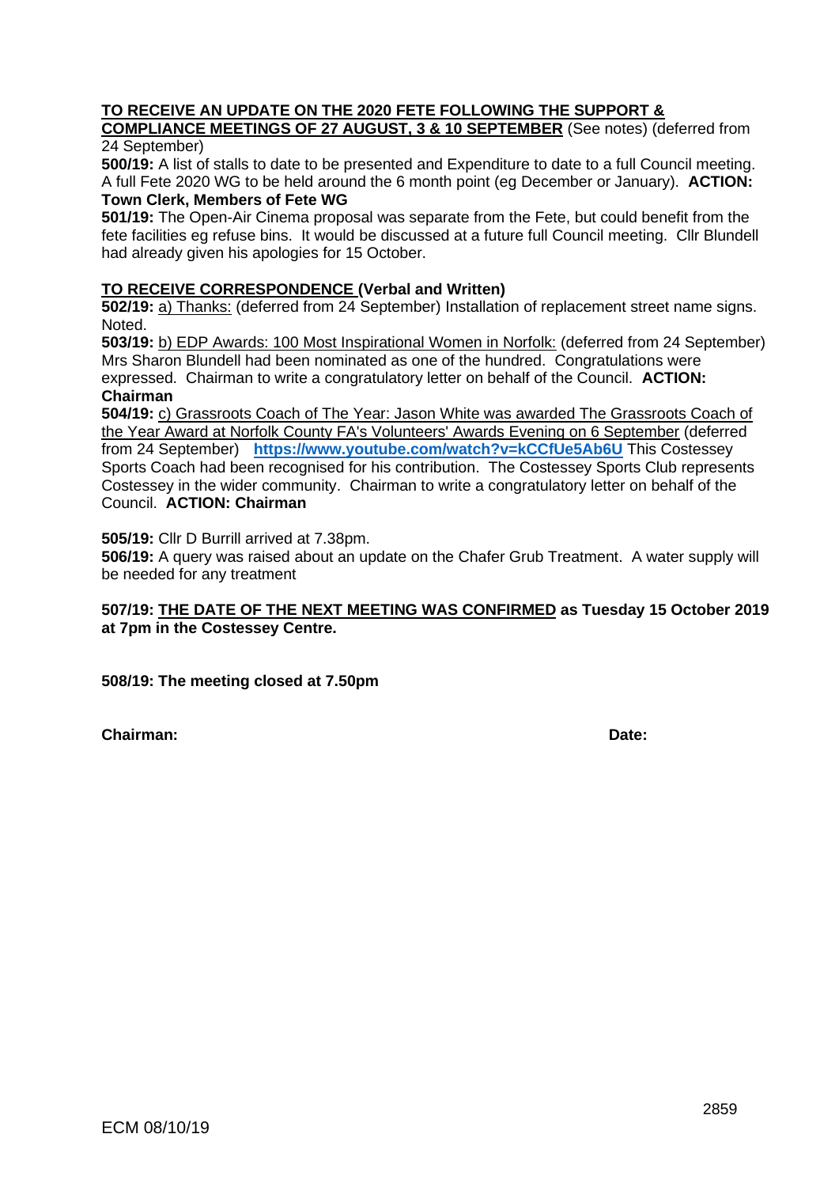**<u>TO RECEIVE AN UPDATE ON THE 2020 FETE FOLLOWING THE SUPPORT & COMPLIANCE MEETINGS OF 27 AUGUST, 3 & 10 SEPTEMBER</u>** (See notes) (deferred from 24 September)

**500/19:** A list of stalls to date to be presented and Expenditure to date to a full Council meeting. A full Fete 2020 WG to be held around the 6 month point (eg December or January). **ACTION: Town Clerk, Members of Fete WG**

**501/19:** The Open-Air Cinema proposal was separate from the Fete, but could benefit from the fete facilities eg refuse bins. It would be discussed at a future full Council meeting. Cllr Blundell had already given his apologies for 15 October.

**<u>TO RECEIVE CORRESPONDENCE</u> (Verbal and Written)**

**502/19:** <u>a) Thanks:</u> (deferred from 24 September) Installation of replacement street name signs. Noted.

**503/19:** <u>b) EDP Awards: 100 Most Inspirational Women in Norfolk:</u> (deferred from 24 September) Mrs Sharon Blundell had been nominated as one of the hundred. Congratulations were expressed. Chairman to write a congratulatory letter on behalf of the Council. **ACTION: Chairman**

**504/19:** <u>c) Grassroots Coach of The Year: Jason White was awarded The Grassroots Coach of the Year Award at Norfolk County FA's Volunteers' Awards Evening on 6 September</u> (deferred from 24 September) **https://www.youtube.com/watch?v=kCCfUe5Ab6U** This Costessey Sports Coach had been recognised for his contribution. The Costessey Sports Club represents Costessey in the wider community. Chairman to write a congratulatory letter on behalf of the Council. **ACTION: Chairman**

**505/19:** Cllr D Burrill arrived at 7.38pm.

**506/19:** A query was raised about an update on the Chafer Grub Treatment. A water supply will be needed for any treatment

**507/19: <u>THE DATE OF THE NEXT MEETING WAS CONFIRMED</u> as Tuesday 15 October 2019 at 7pm in the Costessey Centre.**

**508/19: The meeting closed at 7.50pm**

**Chairman:** **Date:**

ECM 08/10/19